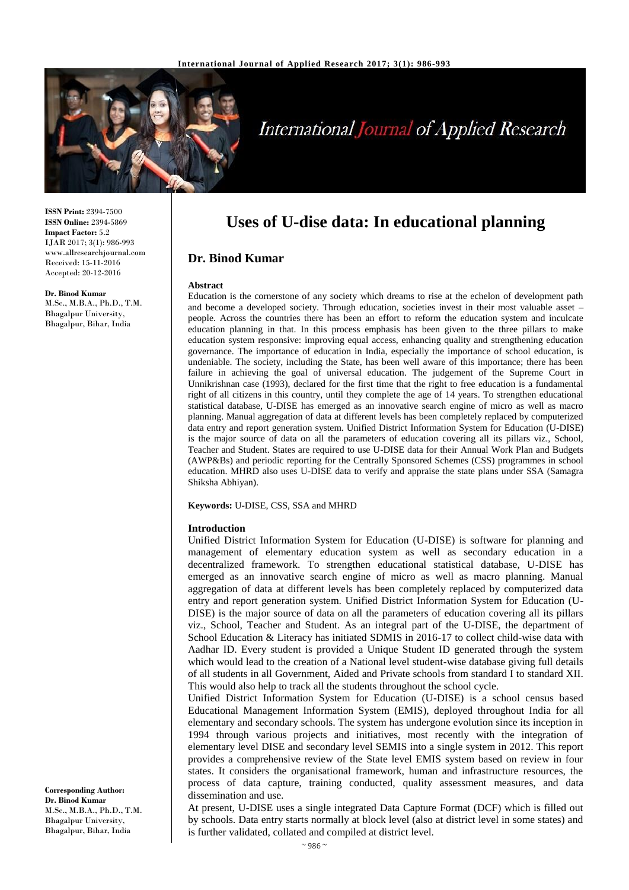**ISSN Print:** 2394-7500
**ISSN Online:** 2394-5869
**Impact Factor:** 5.2
IJAR 2017; 3(1): 986-993
www.allresearchjournal.com
Received: 15-11-2016
Accepted: 20-12-2016

**Dr. Binod Kumar**
M.Sc., M.B.A., Ph.D., T.M.
Bhagalpur University,
Bhagalpur, Bihar, India

**Corresponding Author:**
**Dr. Binod Kumar**
M.Sc., M.B.A., Ph.D., T.M.
Bhagalpur University,
Bhagalpur, Bihar, India

# Uses of U-dise data: In educational planning

## Dr. Binod Kumar

**Abstract**

Education is the cornerstone of any society which dreams to rise at the echelon of development path and become a developed society. Through education, societies invest in their most valuable asset – people. Across the countries there has been an effort to reform the education system and inculcate education planning in that. In this process emphasis has been given to the three pillars to make education system responsive: improving equal access, enhancing quality and strengthening education governance. The importance of education in India, especially the importance of school education, is undeniable. The society, including the State, has been well aware of this importance; there has been failure in achieving the goal of universal education. The judgement of the Supreme Court in Unnikrishnan case (1993), declared for the first time that the right to free education is a fundamental right of all citizens in this country, until they complete the age of 14 years. To strengthen educational statistical database, U-DISE has emerged as an innovative search engine of micro as well as macro planning. Manual aggregation of data at different levels has been completely replaced by computerized data entry and report generation system. Unified District Information System for Education (U-DISE) is the major source of data on all the parameters of education covering all its pillars viz., School, Teacher and Student. States are required to use U-DISE data for their Annual Work Plan and Budgets (AWP&Bs) and periodic reporting for the Centrally Sponsored Schemes (CSS) programmes in school education. MHRD also uses U-DISE data to verify and appraise the state plans under SSA (Samagra Shiksha Abhiyan).

**Keywords:** U-DISE, CSS, SSA and MHRD

## Introduction

Unified District Information System for Education (U-DISE) is software for planning and management of elementary education system as well as secondary education in a decentralized framework. To strengthen educational statistical database, U-DISE has emerged as an innovative search engine of micro as well as macro planning. Manual aggregation of data at different levels has been completely replaced by computerized data entry and report generation system. Unified District Information System for Education (U-DISE) is the major source of data on all the parameters of education covering all its pillars viz., School, Teacher and Student. As an integral part of the U-DISE, the department of School Education & Literacy has initiated SDMIS in 2016-17 to collect child-wise data with Aadhar ID. Every student is provided a Unique Student ID generated through the system which would lead to the creation of a National level student-wise database giving full details of all students in all Government, Aided and Private schools from standard I to standard XII. This would also help to track all the students throughout the school cycle.

Unified District Information System for Education (U-DISE) is a school census based Educational Management Information System (EMIS), deployed throughout India for all elementary and secondary schools. The system has undergone evolution since its inception in 1994 through various projects and initiatives, most recently with the integration of elementary level DISE and secondary level SEMIS into a single system in 2012. This report provides a comprehensive review of the State level EMIS system based on review in four states. It considers the organisational framework, human and infrastructure resources, the process of data capture, training conducted, quality assessment measures, and data dissemination and use.

At present, U-DISE uses a single integrated Data Capture Format (DCF) which is filled out by schools. Data entry starts normally at block level (also at district level in some states) and is further validated, collated and compiled at district level.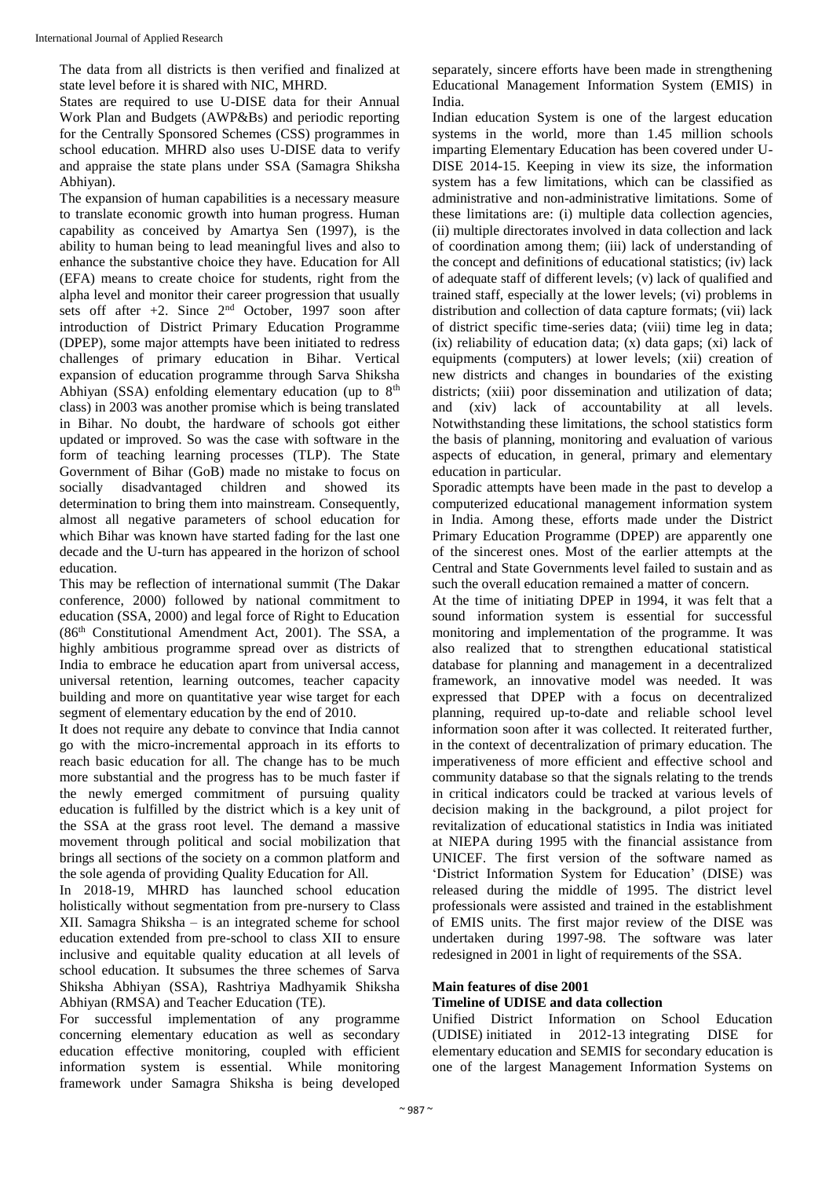The data from all districts is then verified and finalized at state level before it is shared with NIC, MHRD.

States are required to use U-DISE data for their Annual Work Plan and Budgets (AWP&Bs) and periodic reporting for the Centrally Sponsored Schemes (CSS) programmes in school education. MHRD also uses U-DISE data to verify and appraise the state plans under SSA (Samagra Shiksha Abhiyan).

The expansion of human capabilities is a necessary measure to translate economic growth into human progress. Human capability as conceived by Amartya Sen (1997), is the ability to human being to lead meaningful lives and also to enhance the substantive choice they have. Education for All (EFA) means to create choice for students, right from the alpha level and monitor their career progression that usually sets off after +2. Since 2nd October, 1997 soon after introduction of District Primary Education Programme (DPEP), some major attempts have been initiated to redress challenges of primary education in Bihar. Vertical expansion of education programme through Sarva Shiksha Abhiyan (SSA) enfolding elementary education (up to 8th class) in 2003 was another promise which is being translated in Bihar. No doubt, the hardware of schools got either updated or improved. So was the case with software in the form of teaching learning processes (TLP). The State Government of Bihar (GoB) made no mistake to focus on socially disadvantaged children and showed its determination to bring them into mainstream. Consequently, almost all negative parameters of school education for which Bihar was known have started fading for the last one decade and the U-turn has appeared in the horizon of school education.

This may be reflection of international summit (The Dakar conference, 2000) followed by national commitment to education (SSA, 2000) and legal force of Right to Education (86th Constitutional Amendment Act, 2001). The SSA, a highly ambitious programme spread over as districts of India to embrace he education apart from universal access, universal retention, learning outcomes, teacher capacity building and more on quantitative year wise target for each segment of elementary education by the end of 2010.

It does not require any debate to convince that India cannot go with the micro-incremental approach in its efforts to reach basic education for all. The change has to be much more substantial and the progress has to be much faster if the newly emerged commitment of pursuing quality education is fulfilled by the district which is a key unit of the SSA at the grass root level. The demand a massive movement through political and social mobilization that brings all sections of the society on a common platform and the sole agenda of providing Quality Education for All.

In 2018-19, MHRD has launched school education holistically without segmentation from pre-nursery to Class XII. Samagra Shiksha – is an integrated scheme for school education extended from pre-school to class XII to ensure inclusive and equitable quality education at all levels of school education. It subsumes the three schemes of Sarva Shiksha Abhiyan (SSA), Rashtriya Madhyamik Shiksha Abhiyan (RMSA) and Teacher Education (TE).

For successful implementation of any programme concerning elementary education as well as secondary education effective monitoring, coupled with efficient information system is essential. While monitoring framework under Samagra Shiksha is being developed separately, sincere efforts have been made in strengthening Educational Management Information System (EMIS) in India.

Indian education System is one of the largest education systems in the world, more than 1.45 million schools imparting Elementary Education has been covered under U-DISE 2014-15. Keeping in view its size, the information system has a few limitations, which can be classified as administrative and non-administrative limitations. Some of these limitations are: (i) multiple data collection agencies, (ii) multiple directorates involved in data collection and lack of coordination among them; (iii) lack of understanding of the concept and definitions of educational statistics; (iv) lack of adequate staff of different levels; (v) lack of qualified and trained staff, especially at the lower levels; (vi) problems in distribution and collection of data capture formats; (vii) lack of district specific time-series data; (viii) time leg in data; (ix) reliability of education data; (x) data gaps; (xi) lack of equipments (computers) at lower levels; (xii) creation of new districts and changes in boundaries of the existing districts; (xiii) poor dissemination and utilization of data; and (xiv) lack of accountability at all levels. Notwithstanding these limitations, the school statistics form the basis of planning, monitoring and evaluation of various aspects of education, in general, primary and elementary education in particular.

Sporadic attempts have been made in the past to develop a computerized educational management information system in India. Among these, efforts made under the District Primary Education Programme (DPEP) are apparently one of the sincerest ones. Most of the earlier attempts at the Central and State Governments level failed to sustain and as such the overall education remained a matter of concern.

At the time of initiating DPEP in 1994, it was felt that a sound information system is essential for successful monitoring and implementation of the programme. It was also realized that to strengthen educational statistical database for planning and management in a decentralized framework, an innovative model was needed. It was expressed that DPEP with a focus on decentralized planning, required up-to-date and reliable school level information soon after it was collected. It reiterated further, in the context of decentralization of primary education. The imperativeness of more efficient and effective school and community database so that the signals relating to the trends in critical indicators could be tracked at various levels of decision making in the background, a pilot project for revitalization of educational statistics in India was initiated at NIEPA during 1995 with the financial assistance from UNICEF. The first version of the software named as 'District Information System for Education' (DISE) was released during the middle of 1995. The district level professionals were assisted and trained in the establishment of EMIS units. The first major review of the DISE was undertaken during 1997-98. The software was later redesigned in 2001 in light of requirements of the SSA.

**Main features of dise 2001**

**Timeline of UDISE and data collection**

Unified District Information on School Education (UDISE) initiated in 2012-13 integrating DISE for elementary education and SEMIS for secondary education is one of the largest Management Information Systems on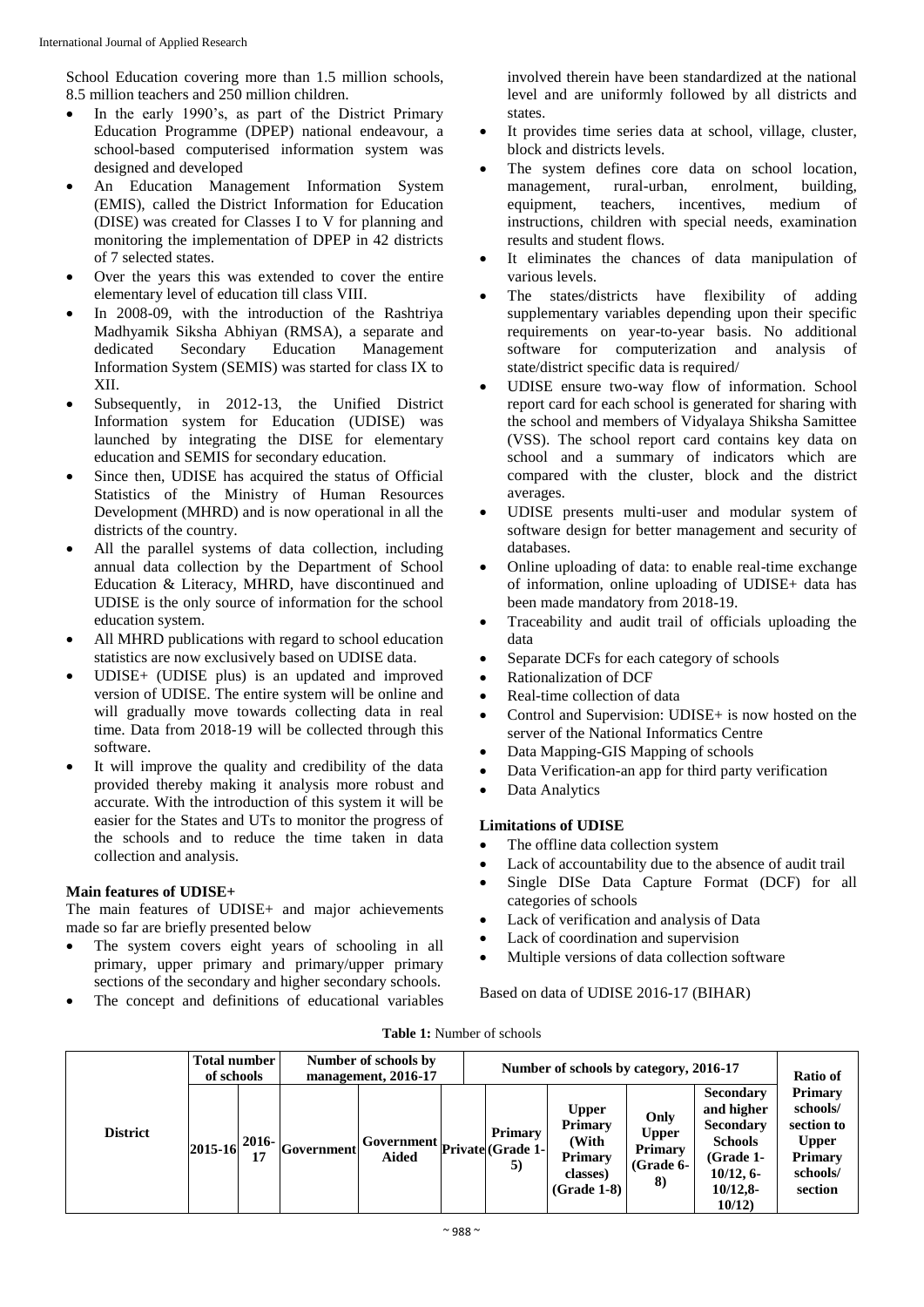School Education covering more than 1.5 million schools, 8.5 million teachers and 250 million children.

- In the early 1990's, as part of the District Primary Education Programme (DPEP) national endeavour, a school-based computerised information system was designed and developed
- An Education Management Information System (EMIS), called the District Information for Education (DISE) was created for Classes I to V for planning and monitoring the implementation of DPEP in 42 districts of 7 selected states.
- Over the years this was extended to cover the entire elementary level of education till class VIII.
- In 2008-09, with the introduction of the Rashtriya Madhyamik Siksha Abhiyan (RMSA), a separate and dedicated Secondary Education Management Information System (SEMIS) was started for class IX to XII.
- Subsequently, in 2012-13, the Unified District Information system for Education (UDISE) was launched by integrating the DISE for elementary education and SEMIS for secondary education.
- Since then, UDISE has acquired the status of Official Statistics of the Ministry of Human Resources Development (MHRD) and is now operational in all the districts of the country.
- All the parallel systems of data collection, including annual data collection by the Department of School Education & Literacy, MHRD, have discontinued and UDISE is the only source of information for the school education system.
- All MHRD publications with regard to school education statistics are now exclusively based on UDISE data.
- UDISE+ (UDISE plus) is an updated and improved version of UDISE. The entire system will be online and will gradually move towards collecting data in real time. Data from 2018-19 will be collected through this software.
- It will improve the quality and credibility of the data provided thereby making it analysis more robust and accurate. With the introduction of this system it will be easier for the States and UTs to monitor the progress of the schools and to reduce the time taken in data collection and analysis.

**Main features of UDISE+**

The main features of UDISE+ and major achievements made so far are briefly presented below

- The system covers eight years of schooling in all primary, upper primary and primary/upper primary sections of the secondary and higher secondary schools.
- The concept and definitions of educational variables involved therein have been standardized at the national level and are uniformly followed by all districts and states.
- It provides time series data at school, village, cluster, block and districts levels.
- The system defines core data on school location, management, rural-urban, enrolment, building, equipment, teachers, incentives, medium of instructions, children with special needs, examination results and student flows.
- It eliminates the chances of data manipulation of various levels.
- The states/districts have flexibility of adding supplementary variables depending upon their specific requirements on year-to-year basis. No additional software for computerization and analysis of state/district specific data is required/
- UDISE ensure two-way flow of information. School report card for each school is generated for sharing with the school and members of Vidyalaya Shiksha Samittee (VSS). The school report card contains key data on school and a summary of indicators which are compared with the cluster, block and the district averages.
- UDISE presents multi-user and modular system of software design for better management and security of databases.
- Online uploading of data: to enable real-time exchange of information, online uploading of UDISE+ data has been made mandatory from 2018-19.
- Traceability and audit trail of officials uploading the data
- Separate DCFs for each category of schools
- Rationalization of DCF
- Real-time collection of data
- Control and Supervision: UDISE+ is now hosted on the server of the National Informatics Centre
- Data Mapping-GIS Mapping of schools
- Data Verification-an app for third party verification
- Data Analytics

**Limitations of UDISE**

- The offline data collection system
- Lack of accountability due to the absence of audit trail
- Single DISe Data Capture Format (DCF) for all categories of schools
- Lack of verification and analysis of Data
- Lack of coordination and supervision
- Multiple versions of data collection software

Based on data of UDISE 2016-17 (BIHAR)

**Table 1:** Number of schools

| District | Total number of schools | | Number of schools by management, 2016-17 | | | Number of schools by category, 2016-17 | | | | Ratio of Primary schools/ section to Upper Primary schools/ section |
|---|---|---|---|---|---|---|---|---|---|---|
| | 2015-16 | 2016-17 | Government | Government Aided | Private | Primary (Grade 1-5) | Upper Primary (With Primary classes) (Grade 1-8) | Only Upper Primary (Grade 6-8) | Secondary and higher Secondary Schools (Grade 1-10/12, 6-10/12,8-10/12) | |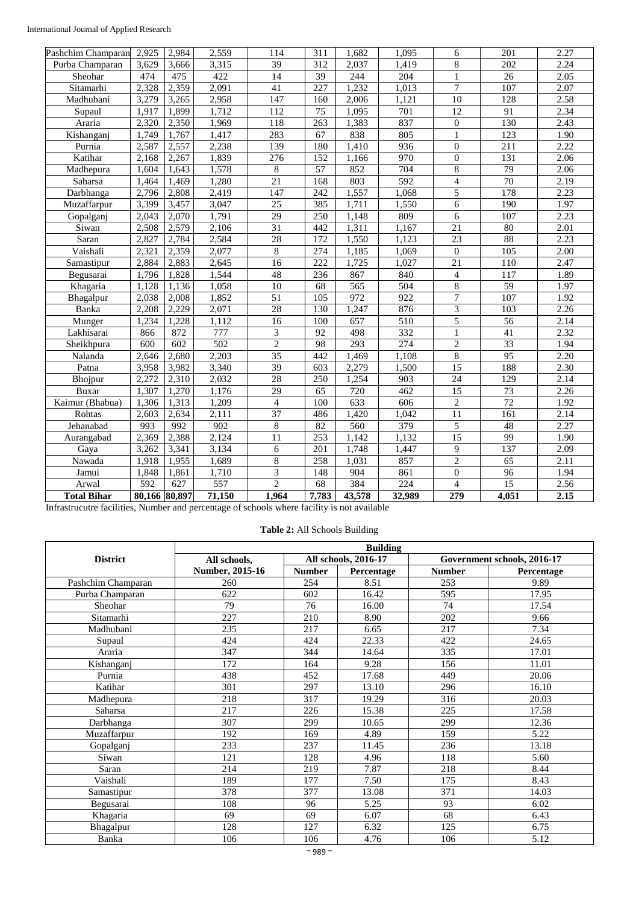| Pashchim Champaran | 2,925 | 2,984 | 2,559 | 114 | 311 | 1,682 | 1,095 | 6 | 201 | 2.27 |
|---|---|---|---|---|---|---|---|---|---|---|
| Purba Champaran | 3,629 | 3,666 | 3,315 | 39 | 312 | 2,037 | 1,419 | 8 | 202 | 2.24 |
| Sheohar | 474 | 475 | 422 | 14 | 39 | 244 | 204 | 1 | 26 | 2.05 |
| Sitamarhi | 2,328 | 2,359 | 2,091 | 41 | 227 | 1,232 | 1,013 | 7 | 107 | 2.07 |
| Madhubani | 3,279 | 3,265 | 2,958 | 147 | 160 | 2,006 | 1,121 | 10 | 128 | 2.58 |
| Supaul | 1,917 | 1,899 | 1,712 | 112 | 75 | 1,095 | 701 | 12 | 91 | 2.34 |
| Araria | 2,320 | 2,350 | 1,969 | 118 | 263 | 1,383 | 837 | 0 | 130 | 2.43 |
| Kishanganj | 1,749 | 1,767 | 1,417 | 283 | 67 | 838 | 805 | 1 | 123 | 1.90 |
| Purnia | 2,587 | 2,557 | 2,238 | 139 | 180 | 1,410 | 936 | 0 | 211 | 2.22 |
| Katihar | 2,168 | 2,267 | 1,839 | 276 | 152 | 1,166 | 970 | 0 | 131 | 2.06 |
| Madhepura | 1,604 | 1,643 | 1,578 | 8 | 57 | 852 | 704 | 8 | 79 | 2.06 |
| Saharsa | 1,464 | 1,469 | 1,280 | 21 | 168 | 803 | 592 | 4 | 70 | 2.19 |
| Darbhanga | 2,796 | 2,808 | 2,419 | 147 | 242 | 1,557 | 1,068 | 5 | 178 | 2.23 |
| Muzaffarpur | 3,399 | 3,457 | 3,047 | 25 | 385 | 1,711 | 1,550 | 6 | 190 | 1.97 |
| Gopalganj | 2,043 | 2,070 | 1,791 | 29 | 250 | 1,148 | 809 | 6 | 107 | 2.23 |
| Siwan | 2,508 | 2,579 | 2,106 | 31 | 442 | 1,311 | 1,167 | 21 | 80 | 2.01 |
| Saran | 2,827 | 2,784 | 2,584 | 28 | 172 | 1,550 | 1,123 | 23 | 88 | 2.23 |
| Vaishali | 2,321 | 2,359 | 2,077 | 8 | 274 | 1,185 | 1,069 | 0 | 105 | 2.00 |
| Samastipur | 2,884 | 2,883 | 2,645 | 16 | 222 | 1,725 | 1,027 | 21 | 110 | 2.47 |
| Begusarai | 1,796 | 1,828 | 1,544 | 48 | 236 | 867 | 840 | 4 | 117 | 1.89 |
| Khagaria | 1,128 | 1,136 | 1,058 | 10 | 68 | 565 | 504 | 8 | 59 | 1.97 |
| Bhagalpur | 2,038 | 2,008 | 1,852 | 51 | 105 | 972 | 922 | 7 | 107 | 1.92 |
| Banka | 2,208 | 2,229 | 2,071 | 28 | 130 | 1,247 | 876 | 3 | 103 | 2.26 |
| Munger | 1,234 | 1,228 | 1,112 | 16 | 100 | 657 | 510 | 5 | 56 | 2.14 |
| Lakhisarai | 866 | 872 | 777 | 3 | 92 | 498 | 332 | 1 | 41 | 2.32 |
| Sheikhpura | 600 | 602 | 502 | 2 | 98 | 293 | 274 | 2 | 33 | 1.94 |
| Nalanda | 2,646 | 2,680 | 2,203 | 35 | 442 | 1,469 | 1,108 | 8 | 95 | 2.20 |
| Patna | 3,958 | 3,982 | 3,340 | 39 | 603 | 2,279 | 1,500 | 15 | 188 | 2.30 |
| Bhojpur | 2,272 | 2,310 | 2,032 | 28 | 250 | 1,254 | 903 | 24 | 129 | 2.14 |
| Buxar | 1,307 | 1,270 | 1,176 | 29 | 65 | 720 | 462 | 15 | 73 | 2.26 |
| Kaimur (Bhabua) | 1,306 | 1,313 | 1,209 | 4 | 100 | 633 | 606 | 2 | 72 | 1.92 |
| Rohtas | 2,603 | 2,634 | 2,111 | 37 | 486 | 1,420 | 1,042 | 11 | 161 | 2.14 |
| Jehanabad | 993 | 992 | 902 | 8 | 82 | 560 | 379 | 5 | 48 | 2.27 |
| Aurangabad | 2,369 | 2,388 | 2,124 | 11 | 253 | 1,142 | 1,132 | 15 | 99 | 1.90 |
| Gaya | 3,262 | 3,341 | 3,134 | 6 | 201 | 1,748 | 1,447 | 9 | 137 | 2.09 |
| Nawada | 1,918 | 1,955 | 1,689 | 8 | 258 | 1,031 | 857 | 2 | 65 | 2.11 |
| Jamui | 1,848 | 1,861 | 1,710 | 3 | 148 | 904 | 861 | 0 | 96 | 1.94 |
| Arwal | 592 | 627 | 557 | 2 | 68 | 384 | 224 | 4 | 15 | 2.56 |
| **Total Bihar** | **80,166** | **80,897** | **71,150** | **1,964** | **7,783** | **43,578** | **32,989** | **279** | **4,051** | **2.15** |

Infrastrucutre facilities, Number and percentage of schools where facility is not available

**Table 2:** All Schools Building

| District | Building | | | | |
|---|---|---|---|---|---|
| | All schools, Number, 2015-16 | All schools, 2016-17 | | Government schools, 2016-17 | |
| | | Number | Percentage | Number | Percentage |
| Pashchim Champaran | 260 | 254 | 8.51 | 253 | 9.89 |
| Purba Champaran | 622 | 602 | 16.42 | 595 | 17.95 |
| Sheohar | 79 | 76 | 16.00 | 74 | 17.54 |
| Sitamarhi | 227 | 210 | 8.90 | 202 | 9.66 |
| Madhubani | 235 | 217 | 6.65 | 217 | 7.34 |
| Supaul | 424 | 424 | 22.33 | 422 | 24.65 |
| Araria | 347 | 344 | 14.64 | 335 | 17.01 |
| Kishanganj | 172 | 164 | 9.28 | 156 | 11.01 |
| Purnia | 438 | 452 | 17.68 | 449 | 20.06 |
| Katihar | 301 | 297 | 13.10 | 296 | 16.10 |
| Madhepura | 218 | 317 | 19.29 | 316 | 20.03 |
| Saharsa | 217 | 226 | 15.38 | 225 | 17.58 |
| Darbhanga | 307 | 299 | 10.65 | 299 | 12.36 |
| Muzaffarpur | 192 | 169 | 4.89 | 159 | 5.22 |
| Gopalganj | 233 | 237 | 11.45 | 236 | 13.18 |
| Siwan | 121 | 128 | 4.96 | 118 | 5.60 |
| Saran | 214 | 219 | 7.87 | 218 | 8.44 |
| Vaishali | 189 | 177 | 7.50 | 175 | 8.43 |
| Samastipur | 378 | 377 | 13.08 | 371 | 14.03 |
| Begusarai | 108 | 96 | 5.25 | 93 | 6.02 |
| Khagaria | 69 | 69 | 6.07 | 68 | 6.43 |
| Bhagalpur | 128 | 127 | 6.32 | 125 | 6.75 |
| Banka | 106 | 106 | 4.76 | 106 | 5.12 |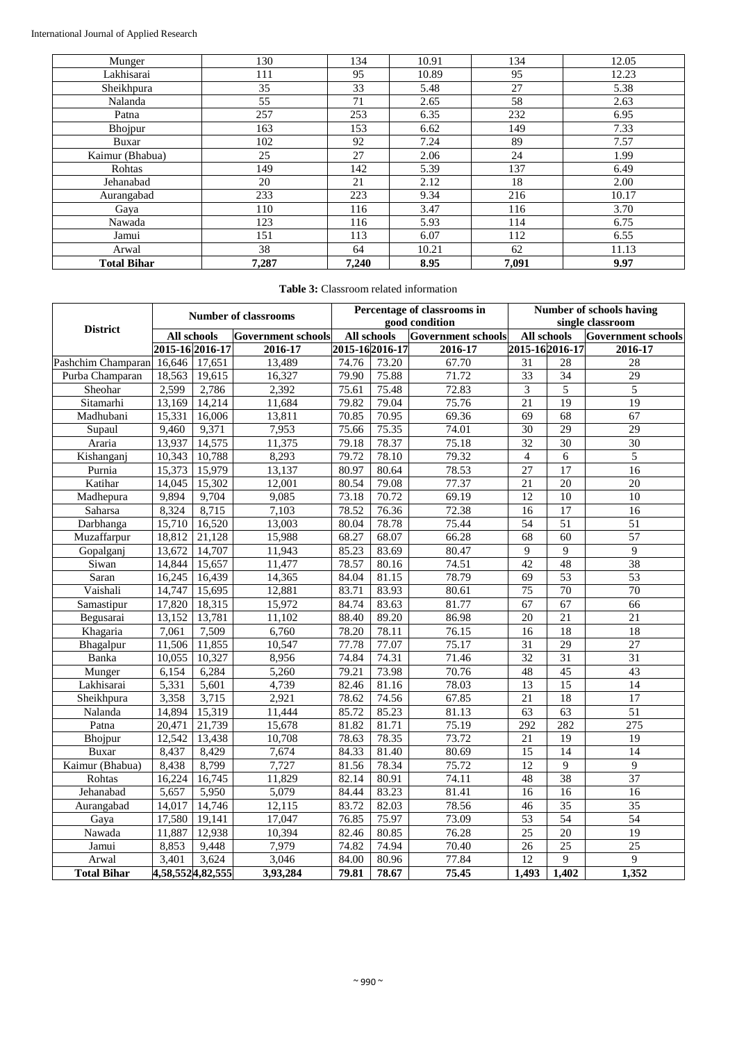| Munger | 130 | 134 | 10.91 | 134 | 12.05 |
|---|---|---|---|---|---|
| Lakhisarai | 111 | 95 | 10.89 | 95 | 12.23 |
| Sheikhpura | 35 | 33 | 5.48 | 27 | 5.38 |
| Nalanda | 55 | 71 | 2.65 | 58 | 2.63 |
| Patna | 257 | 253 | 6.35 | 232 | 6.95 |
| Bhojpur | 163 | 153 | 6.62 | 149 | 7.33 |
| Buxar | 102 | 92 | 7.24 | 89 | 7.57 |
| Kaimur (Bhabua) | 25 | 27 | 2.06 | 24 | 1.99 |
| Rohtas | 149 | 142 | 5.39 | 137 | 6.49 |
| Jehanabad | 20 | 21 | 2.12 | 18 | 2.00 |
| Aurangabad | 233 | 223 | 9.34 | 216 | 10.17 |
| Gaya | 110 | 116 | 3.47 | 116 | 3.70 |
| Nawada | 123 | 116 | 5.93 | 114 | 6.75 |
| Jamui | 151 | 113 | 6.07 | 112 | 6.55 |
| Arwal | 38 | 64 | 10.21 | 62 | 11.13 |
| **Total Bihar** | **7,287** | **7,240** | **8.95** | **7,091** | **9.97** |

**Table 3:** Classroom related information

| District | Number of classrooms | | | Percentage of classrooms in good condition | | | Number of schools having single classroom | | |
|---|---|---|---|---|---|---|---|---|---|
| | All schools | | Government schools | All schools | | Government schools | All schools | | Government schools |
| | 2015-16 | 2016-17 | 2016-17 | 2015-16 | 2016-17 | 2016-17 | 2015-16 | 2016-17 | 2016-17 |
| Pashchim Champaran | 16,646 | 17,651 | 13,489 | 74.76 | 73.20 | 67.70 | 31 | 28 | 28 |
| Purba Champaran | 18,563 | 19,615 | 16,327 | 79.90 | 75.88 | 71.72 | 33 | 34 | 29 |
| Sheohar | 2,599 | 2,786 | 2,392 | 75.61 | 75.48 | 72.83 | 3 | 5 | 5 |
| Sitamarhi | 13,169 | 14,214 | 11,684 | 79.82 | 79.04 | 75.76 | 21 | 19 | 19 |
| Madhubani | 15,331 | 16,006 | 13,811 | 70.85 | 70.95 | 69.36 | 69 | 68 | 67 |
| Supaul | 9,460 | 9,371 | 7,953 | 75.66 | 75.35 | 74.01 | 30 | 29 | 29 |
| Araria | 13,937 | 14,575 | 11,375 | 79.18 | 78.37 | 75.18 | 32 | 30 | 30 |
| Kishanganj | 10,343 | 10,788 | 8,293 | 79.72 | 78.10 | 79.32 | 4 | 6 | 5 |
| Purnia | 15,373 | 15,979 | 13,137 | 80.97 | 80.64 | 78.53 | 27 | 17 | 16 |
| Katihar | 14,045 | 15,302 | 12,001 | 80.54 | 79.08 | 77.37 | 21 | 20 | 20 |
| Madhepura | 9,894 | 9,704 | 9,085 | 73.18 | 70.72 | 69.19 | 12 | 10 | 10 |
| Saharsa | 8,324 | 8,715 | 7,103 | 78.52 | 76.36 | 72.38 | 16 | 17 | 16 |
| Darbhanga | 15,710 | 16,520 | 13,003 | 80.04 | 78.78 | 75.44 | 54 | 51 | 51 |
| Muzaffarpur | 18,812 | 21,128 | 15,988 | 68.27 | 68.07 | 66.28 | 68 | 60 | 57 |
| Gopalganj | 13,672 | 14,707 | 11,943 | 85.23 | 83.69 | 80.47 | 9 | 9 | 9 |
| Siwan | 14,844 | 15,657 | 11,477 | 78.57 | 80.16 | 74.51 | 42 | 48 | 38 |
| Saran | 16,245 | 16,439 | 14,365 | 84.04 | 81.15 | 78.79 | 69 | 53 | 53 |
| Vaishali | 14,747 | 15,695 | 12,881 | 83.71 | 83.93 | 80.61 | 75 | 70 | 70 |
| Samastipur | 17,820 | 18,315 | 15,972 | 84.74 | 83.63 | 81.77 | 67 | 67 | 66 |
| Begusarai | 13,152 | 13,781 | 11,102 | 88.40 | 89.20 | 86.98 | 20 | 21 | 21 |
| Khagaria | 7,061 | 7,509 | 6,760 | 78.20 | 78.11 | 76.15 | 16 | 18 | 18 |
| Bhagalpur | 11,506 | 11,855 | 10,547 | 77.78 | 77.07 | 75.17 | 31 | 29 | 27 |
| Banka | 10,055 | 10,327 | 8,956 | 74.84 | 74.31 | 71.46 | 32 | 31 | 31 |
| Munger | 6,154 | 6,284 | 5,260 | 79.21 | 73.98 | 70.76 | 48 | 45 | 43 |
| Lakhisarai | 5,331 | 5,601 | 4,739 | 82.46 | 81.16 | 78.03 | 13 | 15 | 14 |
| Sheikhpura | 3,358 | 3,715 | 2,921 | 78.62 | 74.56 | 67.85 | 21 | 18 | 17 |
| Nalanda | 14,894 | 15,319 | 11,444 | 85.72 | 85.23 | 81.13 | 63 | 63 | 51 |
| Patna | 20,471 | 21,739 | 15,678 | 81.82 | 81.71 | 75.19 | 292 | 282 | 275 |
| Bhojpur | 12,542 | 13,438 | 10,708 | 78.63 | 78.35 | 73.72 | 21 | 19 | 19 |
| Buxar | 8,437 | 8,429 | 7,674 | 84.33 | 81.40 | 80.69 | 15 | 14 | 14 |
| Kaimur (Bhabua) | 8,438 | 8,799 | 7,727 | 81.56 | 78.34 | 75.72 | 12 | 9 | 9 |
| Rohtas | 16,224 | 16,745 | 11,829 | 82.14 | 80.91 | 74.11 | 48 | 38 | 37 |
| Jehanabad | 5,657 | 5,950 | 5,079 | 84.44 | 83.23 | 81.41 | 16 | 16 | 16 |
| Aurangabad | 14,017 | 14,746 | 12,115 | 83.72 | 82.03 | 78.56 | 46 | 35 | 35 |
| Gaya | 17,580 | 19,141 | 17,047 | 76.85 | 75.97 | 73.09 | 53 | 54 | 54 |
| Nawada | 11,887 | 12,938 | 10,394 | 82.46 | 80.85 | 76.28 | 25 | 20 | 19 |
| Jamui | 8,853 | 9,448 | 7,979 | 74.82 | 74.94 | 70.40 | 26 | 25 | 25 |
| Arwal | 3,401 | 3,624 | 3,046 | 84.00 | 80.96 | 77.84 | 12 | 9 | 9 |
| **Total Bihar** | **4,58,552** | **4,82,555** | **3,93,284** | **79.81** | **78.67** | **75.45** | **1,493** | **1,402** | **1,352** |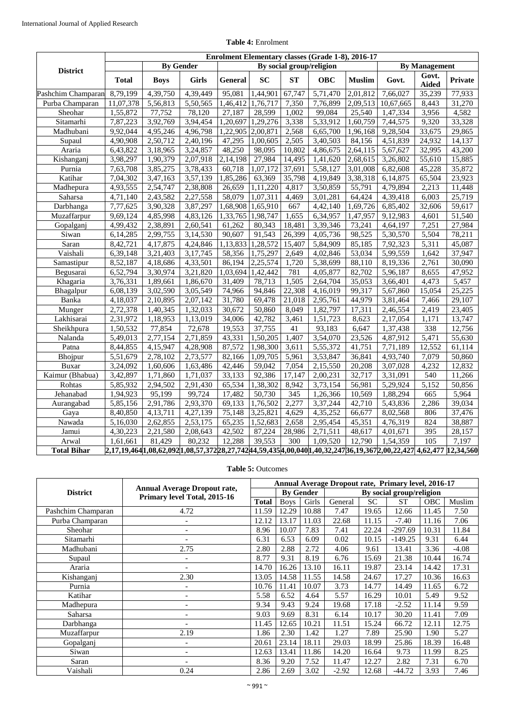**Table 4:** Enrolment

| District | Enrolment Elementary classes (Grade 1-8), 2016-17 | | | | | | | | | | |
|---|---|---|---|---|---|---|---|---|---|---|---|
| | Total | By Gender | | By social group/religion | | | | | By Management | | |
| | | Boys | Girls | General | SC | ST | OBC | Muslim | Govt. | Govt. Aided | Private |
| Pashchim Champaran | 8,79,199 | 4,39,750 | 4,39,449 | 95,081 | 1,44,901 | 67,747 | 5,71,470 | 2,01,812 | 7,66,027 | 35,239 | 77,933 |
| Purba Champaran | 11,07,378 | 5,56,813 | 5,50,565 | 1,46,412 | 1,76,717 | 7,350 | 7,76,899 | 2,09,513 | 10,67,665 | 8,443 | 31,270 |
| Sheohar | 1,55,872 | 77,752 | 78,120 | 27,187 | 28,599 | 1,002 | 99,084 | 25,540 | 1,47,334 | 3,956 | 4,582 |
| Sitamarhi | 7,87,223 | 3,92,769 | 3,94,454 | 1,20,697 | 1,29,276 | 3,338 | 5,33,912 | 1,60,759 | 7,44,575 | 9,320 | 33,328 |
| Madhubani | 9,92,044 | 4,95,246 | 4,96,798 | 1,22,905 | 2,00,871 | 2,568 | 6,65,700 | 1,96,168 | 9,28,504 | 33,675 | 29,865 |
| Supaul | 4,90,908 | 2,50,712 | 2,40,196 | 47,295 | 1,00,605 | 2,505 | 3,40,503 | 84,156 | 4,51,839 | 24,932 | 14,137 |
| Araria | 6,43,822 | 3,18,965 | 3,24,857 | 48,250 | 98,095 | 10,802 | 4,86,675 | 2,64,115 | 5,67,627 | 32,995 | 43,200 |
| Kishanganj | 3,98,297 | 1,90,379 | 2,07,918 | 2,14,198 | 27,984 | 14,495 | 1,41,620 | 2,68,615 | 3,26,802 | 55,610 | 15,885 |
| Purnia | 7,63,708 | 3,85,275 | 3,78,433 | 60,718 | 1,07,172 | 37,691 | 5,58,127 | 3,01,008 | 6,82,608 | 45,228 | 35,872 |
| Katihar | 7,04,302 | 3,47,163 | 3,57,139 | 1,85,286 | 63,369 | 35,798 | 4,19,849 | 3,38,318 | 6,14,875 | 65,504 | 23,923 |
| Madhepura | 4,93,555 | 2,54,747 | 2,38,808 | 26,659 | 1,11,220 | 4,817 | 3,50,859 | 55,791 | 4,79,894 | 2,213 | 11,448 |
| Saharsa | 4,71,140 | 2,43,582 | 2,27,558 | 58,079 | 1,07,311 | 4,469 | 3,01,281 | 64,424 | 4,39,418 | 6,003 | 25,719 |
| Darbhanga | 7,77,625 | 3,90,328 | 3,87,297 | 1,68,908 | 1,65,910 | 667 | 4,42,140 | 1,69,726 | 6,85,402 | 32,606 | 59,617 |
| Muzaffarpur | 9,69,124 | 4,85,998 | 4,83,126 | 1,33,765 | 1,98,747 | 1,655 | 6,34,957 | 1,47,957 | 9,12,983 | 4,601 | 51,540 |
| Gopalganj | 4,99,432 | 2,38,891 | 2,60,541 | 61,262 | 80,343 | 18,481 | 3,39,346 | 73,241 | 4,64,197 | 7,251 | 27,984 |
| Siwan | 6,14,285 | 2,99,755 | 3,14,530 | 90,607 | 91,543 | 26,399 | 4,05,736 | 98,525 | 5,30,570 | 5,504 | 78,211 |
| Saran | 8,42,721 | 4,17,875 | 4,24,846 | 1,13,833 | 1,28,572 | 15,407 | 5,84,909 | 85,185 | 7,92,323 | 5,311 | 45,087 |
| Vaishali | 6,39,148 | 3,21,403 | 3,17,745 | 58,356 | 1,75,297 | 2,649 | 4,02,846 | 53,034 | 5,99,559 | 1,642 | 37,947 |
| Samastipur | 8,52,187 | 4,18,686 | 4,33,501 | 86,194 | 2,25,574 | 1,720 | 5,38,699 | 88,110 | 8,19,336 | 2,761 | 30,090 |
| Begusarai | 6,52,794 | 3,30,974 | 3,21,820 | 1,03,694 | 1,42,442 | 781 | 4,05,877 | 82,702 | 5,96,187 | 8,655 | 47,952 |
| Khagaria | 3,76,331 | 1,89,661 | 1,86,670 | 31,409 | 78,713 | 1,505 | 2,64,704 | 35,053 | 3,66,401 | 4,473 | 5,457 |
| Bhagalpur | 6,08,139 | 3,02,590 | 3,05,549 | 74,966 | 94,846 | 22,308 | 4,16,019 | 99,317 | 5,67,860 | 15,054 | 25,225 |
| Banka | 4,18,037 | 2,10,895 | 2,07,142 | 31,780 | 69,478 | 21,018 | 2,95,761 | 44,979 | 3,81,464 | 7,466 | 29,107 |
| Munger | 2,72,378 | 1,40,345 | 1,32,033 | 30,672 | 50,860 | 8,049 | 1,82,797 | 17,311 | 2,46,554 | 2,419 | 23,405 |
| Lakhisarai | 2,31,972 | 1,18,953 | 1,13,019 | 34,006 | 42,782 | 3,461 | 1,51,723 | 8,623 | 2,17,054 | 1,171 | 13,747 |
| Sheikhpura | 1,50,532 | 77,854 | 72,678 | 19,553 | 37,755 | 41 | 93,183 | 6,647 | 1,37,438 | 338 | 12,756 |
| Nalanda | 5,49,013 | 2,77,154 | 2,71,859 | 43,331 | 1,50,205 | 1,407 | 3,54,070 | 23,526 | 4,87,912 | 5,471 | 55,630 |
| Patna | 8,44,855 | 4,15,947 | 4,28,908 | 87,572 | 1,98,300 | 3,611 | 5,55,372 | 41,751 | 7,71,189 | 12,552 | 61,114 |
| Bhojpur | 5,51,679 | 2,78,102 | 2,73,577 | 82,166 | 1,09,705 | 5,961 | 3,53,847 | 36,841 | 4,93,740 | 7,079 | 50,860 |
| Buxar | 3,24,092 | 1,60,606 | 1,63,486 | 42,446 | 59,042 | 7,054 | 2,15,550 | 20,208 | 3,07,028 | 4,232 | 12,832 |
| Kaimur (Bhabua) | 3,42,897 | 1,71,860 | 1,71,037 | 33,133 | 92,386 | 17,147 | 2,00,231 | 32,717 | 3,31,091 | 540 | 11,266 |
| Rohtas | 5,85,932 | 2,94,502 | 2,91,430 | 65,534 | 1,38,302 | 8,942 | 3,73,154 | 56,981 | 5,29,924 | 5,152 | 50,856 |
| Jehanabad | 1,94,923 | 95,199 | 99,724 | 17,482 | 50,730 | 345 | 1,26,366 | 10,569 | 1,88,294 | 665 | 5,964 |
| Aurangabad | 5,85,156 | 2,91,786 | 2,93,370 | 69,133 | 1,76,502 | 2,277 | 3,37,244 | 42,710 | 5,43,836 | 2,286 | 39,034 |
| Gaya | 8,40,850 | 4,13,711 | 4,27,139 | 75,148 | 3,25,821 | 4,629 | 4,35,252 | 66,677 | 8,02,568 | 806 | 37,476 |
| Nawada | 5,16,030 | 2,62,855 | 2,53,175 | 65,235 | 1,52,683 | 2,658 | 2,95,454 | 45,351 | 4,76,319 | 824 | 38,887 |
| Jamui | 4,30,223 | 2,21,580 | 2,08,643 | 42,502 | 87,224 | 28,986 | 2,71,511 | 48,617 | 4,01,671 | 395 | 28,157 |
| Arwal | 1,61,661 | 81,429 | 80,232 | 12,288 | 39,553 | 300 | 1,09,520 | 12,790 | 1,54,359 | 105 | 7,197 |
| **Total Bihar** | 2,17,19,464 | 1,08,62,092 | 1,08,57,372 | 28,27,742 | 44,59,435 | 4,00,040 | 1,40,32,247 | 36,19,367 | 2,00,22,427 | 4,62,477 | 12,34,560 |

**Table 5:** Outcomes

| District | Annual Average Dropout rate, Primary level Total, 2015-16 | Annual Average Dropout rate, Primary level, 2016-17 | | | | | | | |
|---|---|---|---|---|---|---|---|---|---|
| | | Total | By Gender | | By social group/religion | | | | |
| | | | Boys | Girls | General | SC | ST | OBC | Muslim |
| Pashchim Champaran | 4.72 | 11.59 | 12.29 | 10.88 | 7.47 | 19.65 | 12.66 | 11.45 | 7.50 |
| Purba Champaran | - | 12.12 | 13.17 | 11.03 | 22.68 | 11.15 | -7.40 | 11.16 | 7.06 |
| Sheohar | - | 8.96 | 10.07 | 7.83 | 7.41 | 22.24 | -297.69 | 10.31 | 11.84 |
| Sitamarhi | - | 6.31 | 6.53 | 6.09 | 0.02 | 10.15 | -149.25 | 9.31 | 6.44 |
| Madhubani | 2.75 | 2.80 | 2.88 | 2.72 | 4.06 | 9.61 | 13.41 | 3.36 | -4.08 |
| Supaul | - | 8.77 | 9.31 | 8.19 | 6.76 | 15.69 | 21.38 | 10.44 | 16.74 |
| Araria | - | 14.70 | 16.26 | 13.10 | 16.11 | 19.87 | 23.14 | 14.42 | 17.31 |
| Kishanganj | 2.30 | 13.05 | 14.58 | 11.55 | 14.58 | 24.67 | 17.27 | 10.36 | 16.63 |
| Purnia | - | 10.76 | 11.41 | 10.07 | 3.73 | 14.77 | 14.49 | 11.65 | 6.72 |
| Katihar | - | 5.58 | 6.52 | 4.64 | 5.57 | 16.29 | 10.01 | 5.49 | 9.52 |
| Madhepura | - | 9.34 | 9.43 | 9.24 | 19.68 | 17.18 | -2.52 | 11.14 | 9.59 |
| Saharsa | - | 9.03 | 9.69 | 8.31 | 6.14 | 10.17 | 30.20 | 11.41 | 7.09 |
| Darbhanga | - | 11.45 | 12.65 | 10.21 | 11.51 | 15.24 | 66.72 | 12.11 | 12.75 |
| Muzaffarpur | 2.19 | 1.86 | 2.30 | 1.42 | 1.27 | 7.89 | 25.90 | 1.90 | 5.27 |
| Gopalganj | - | 20.61 | 23.14 | 18.11 | 29.03 | 18.99 | 25.86 | 18.39 | 16.48 |
| Siwan | - | 12.63 | 13.41 | 11.86 | 14.20 | 16.64 | 9.73 | 11.99 | 8.25 |
| Saran | - | 8.36 | 9.20 | 7.52 | 11.47 | 12.27 | 2.82 | 7.31 | 6.70 |
| Vaishali | 0.24 | 2.86 | 2.69 | 3.02 | -2.92 | 12.68 | -44.72 | 3.93 | 7.46 |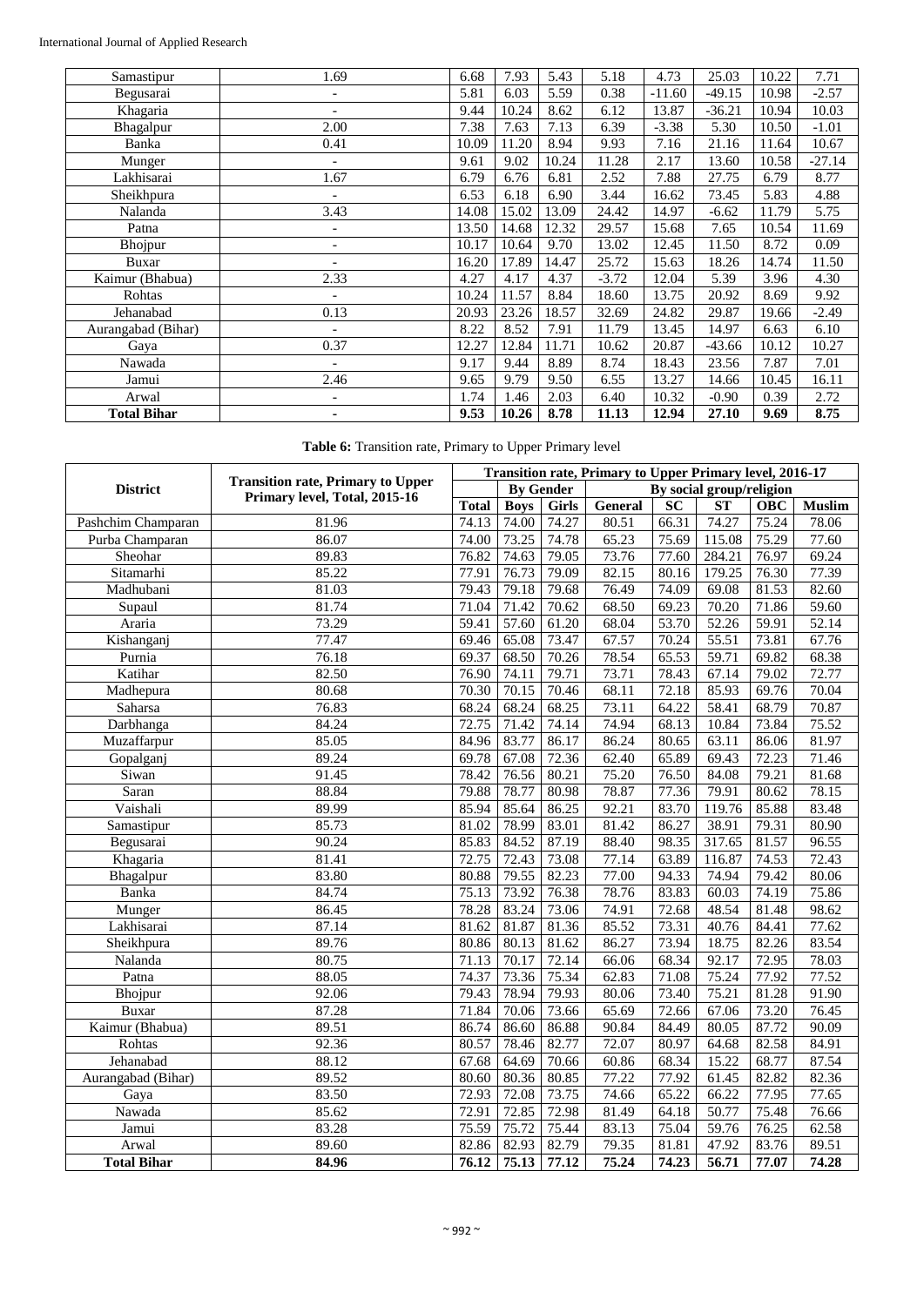| Samastipur | 1.69 | 6.68 | 7.93 | 5.43 | 5.18 | 4.73 | 25.03 | 10.22 | 7.71 |
|---|---|---|---|---|---|---|---|---|---|
| Begusarai | - | 5.81 | 6.03 | 5.59 | 0.38 | -11.60 | -49.15 | 10.98 | -2.57 |
| Khagaria | - | 9.44 | 10.24 | 8.62 | 6.12 | 13.87 | -36.21 | 10.94 | 10.03 |
| Bhagalpur | 2.00 | 7.38 | 7.63 | 7.13 | 6.39 | -3.38 | 5.30 | 10.50 | -1.01 |
| Banka | 0.41 | 10.09 | 11.20 | 8.94 | 9.93 | 7.16 | 21.16 | 11.64 | 10.67 |
| Munger | - | 9.61 | 9.02 | 10.24 | 11.28 | 2.17 | 13.60 | 10.58 | -27.14 |
| Lakhisarai | 1.67 | 6.79 | 6.76 | 6.81 | 2.52 | 7.88 | 27.75 | 6.79 | 8.77 |
| Sheikhpura | - | 6.53 | 6.18 | 6.90 | 3.44 | 16.62 | 73.45 | 5.83 | 4.88 |
| Nalanda | 3.43 | 14.08 | 15.02 | 13.09 | 24.42 | 14.97 | -6.62 | 11.79 | 5.75 |
| Patna | - | 13.50 | 14.68 | 12.32 | 29.57 | 15.68 | 7.65 | 10.54 | 11.69 |
| Bhojpur | - | 10.17 | 10.64 | 9.70 | 13.02 | 12.45 | 11.50 | 8.72 | 0.09 |
| Buxar | - | 16.20 | 17.89 | 14.47 | 25.72 | 15.63 | 18.26 | 14.74 | 11.50 |
| Kaimur (Bhabua) | 2.33 | 4.27 | 4.17 | 4.37 | -3.72 | 12.04 | 5.39 | 3.96 | 4.30 |
| Rohtas | - | 10.24 | 11.57 | 8.84 | 18.60 | 13.75 | 20.92 | 8.69 | 9.92 |
| Jehanabad | 0.13 | 20.93 | 23.26 | 18.57 | 32.69 | 24.82 | 29.87 | 19.66 | -2.49 |
| Aurangabad (Bihar) | - | 8.22 | 8.52 | 7.91 | 11.79 | 13.45 | 14.97 | 6.63 | 6.10 |
| Gaya | 0.37 | 12.27 | 12.84 | 11.71 | 10.62 | 20.87 | -43.66 | 10.12 | 10.27 |
| Nawada | - | 9.17 | 9.44 | 8.89 | 8.74 | 18.43 | 23.56 | 7.87 | 7.01 |
| Jamui | 2.46 | 9.65 | 9.79 | 9.50 | 6.55 | 13.27 | 14.66 | 10.45 | 16.11 |
| Arwal | - | 1.74 | 1.46 | 2.03 | 6.40 | 10.32 | -0.90 | 0.39 | 2.72 |
| **Total Bihar** | **-** | **9.53** | **10.26** | **8.78** | **11.13** | **12.94** | **27.10** | **9.69** | **8.75** |

**Table 6:** Transition rate, Primary to Upper Primary level

| District | Transition rate, Primary to Upper Primary level, Total, 2015-16 | Transition rate, Primary to Upper Primary level, 2016-17 | | | | | | | |
|---|---|---|---|---|---|---|---|---|---|
| | | | By Gender | | By social group/religion | | | | |
| | | Total | Boys | Girls | General | SC | ST | OBC | Muslim |
| Pashchim Champaran | 81.96 | 74.13 | 74.00 | 74.27 | 80.51 | 66.31 | 74.27 | 75.24 | 78.06 |
| Purba Champaran | 86.07 | 74.00 | 73.25 | 74.78 | 65.23 | 75.69 | 115.08 | 75.29 | 77.60 |
| Sheohar | 89.83 | 76.82 | 74.63 | 79.05 | 73.76 | 77.60 | 284.21 | 76.97 | 69.24 |
| Sitamarhi | 85.22 | 77.91 | 76.73 | 79.09 | 82.15 | 80.16 | 179.25 | 76.30 | 77.39 |
| Madhubani | 81.03 | 79.43 | 79.18 | 79.68 | 76.49 | 74.09 | 69.08 | 81.53 | 82.60 |
| Supaul | 81.74 | 71.04 | 71.42 | 70.62 | 68.50 | 69.23 | 70.20 | 71.86 | 59.60 |
| Araria | 73.29 | 59.41 | 57.60 | 61.20 | 68.04 | 53.70 | 52.26 | 59.91 | 52.14 |
| Kishanganj | 77.47 | 69.46 | 65.08 | 73.47 | 67.57 | 70.24 | 55.51 | 73.81 | 67.76 |
| Purnia | 76.18 | 69.37 | 68.50 | 70.26 | 78.54 | 65.53 | 59.71 | 69.82 | 68.38 |
| Katihar | 82.50 | 76.90 | 74.11 | 79.71 | 73.71 | 78.43 | 67.14 | 79.02 | 72.77 |
| Madhepura | 80.68 | 70.30 | 70.15 | 70.46 | 68.11 | 72.18 | 85.93 | 69.76 | 70.04 |
| Saharsa | 76.83 | 68.24 | 68.24 | 68.25 | 73.11 | 64.22 | 58.41 | 68.79 | 70.87 |
| Darbhanga | 84.24 | 72.75 | 71.42 | 74.14 | 74.94 | 68.13 | 10.84 | 73.84 | 75.52 |
| Muzaffarpur | 85.05 | 84.96 | 83.77 | 86.17 | 86.24 | 80.65 | 63.11 | 86.06 | 81.97 |
| Gopalganj | 89.24 | 69.78 | 67.08 | 72.36 | 62.40 | 65.89 | 69.43 | 72.23 | 71.46 |
| Siwan | 91.45 | 78.42 | 76.56 | 80.21 | 75.20 | 76.50 | 84.08 | 79.21 | 81.68 |
| Saran | 88.84 | 79.88 | 78.77 | 80.98 | 78.87 | 77.36 | 79.91 | 80.62 | 78.15 |
| Vaishali | 89.99 | 85.94 | 85.64 | 86.25 | 92.21 | 83.70 | 119.76 | 85.88 | 83.48 |
| Samastipur | 85.73 | 81.02 | 78.99 | 83.01 | 81.42 | 86.27 | 38.91 | 79.31 | 80.90 |
| Begusarai | 90.24 | 85.83 | 84.52 | 87.19 | 88.40 | 98.35 | 317.65 | 81.57 | 96.55 |
| Khagaria | 81.41 | 72.75 | 72.43 | 73.08 | 77.14 | 63.89 | 116.87 | 74.53 | 72.43 |
| Bhagalpur | 83.80 | 80.88 | 79.55 | 82.23 | 77.00 | 94.33 | 74.94 | 79.42 | 80.06 |
| Banka | 84.74 | 75.13 | 73.92 | 76.38 | 78.76 | 83.83 | 60.03 | 74.19 | 75.86 |
| Munger | 86.45 | 78.28 | 83.24 | 73.06 | 74.91 | 72.68 | 48.54 | 81.48 | 98.62 |
| Lakhisarai | 87.14 | 81.62 | 81.87 | 81.36 | 85.52 | 73.31 | 40.76 | 84.41 | 77.62 |
| Sheikhpura | 89.76 | 80.86 | 80.13 | 81.62 | 86.27 | 73.94 | 18.75 | 82.26 | 83.54 |
| Nalanda | 80.75 | 71.13 | 70.17 | 72.14 | 66.06 | 68.34 | 92.17 | 72.95 | 78.03 |
| Patna | 88.05 | 74.37 | 73.36 | 75.34 | 62.83 | 71.08 | 75.24 | 77.92 | 77.52 |
| Bhojpur | 92.06 | 79.43 | 78.94 | 79.93 | 80.06 | 73.40 | 75.21 | 81.28 | 91.90 |
| Buxar | 87.28 | 71.84 | 70.06 | 73.66 | 65.69 | 72.66 | 67.06 | 73.20 | 76.45 |
| Kaimur (Bhabua) | 89.51 | 86.74 | 86.60 | 86.88 | 90.84 | 84.49 | 80.05 | 87.72 | 90.09 |
| Rohtas | 92.36 | 80.57 | 78.46 | 82.77 | 72.07 | 80.97 | 64.68 | 82.58 | 84.91 |
| Jehanabad | 88.12 | 67.68 | 64.69 | 70.66 | 60.86 | 68.34 | 15.22 | 68.77 | 87.54 |
| Aurangabad (Bihar) | 89.52 | 80.60 | 80.36 | 80.85 | 77.22 | 77.92 | 61.45 | 82.82 | 82.36 |
| Gaya | 83.50 | 72.93 | 72.08 | 73.75 | 74.66 | 65.22 | 66.22 | 77.95 | 77.65 |
| Nawada | 85.62 | 72.91 | 72.85 | 72.98 | 81.49 | 64.18 | 50.77 | 75.48 | 76.66 |
| Jamui | 83.28 | 75.59 | 75.72 | 75.44 | 83.13 | 75.04 | 59.76 | 76.25 | 62.58 |
| Arwal | 89.60 | 82.86 | 82.93 | 82.79 | 79.35 | 81.81 | 47.92 | 83.76 | 89.51 |
| **Total Bihar** | **84.96** | **76.12** | **75.13** | **77.12** | **75.24** | **74.23** | **56.71** | **77.07** | **74.28** |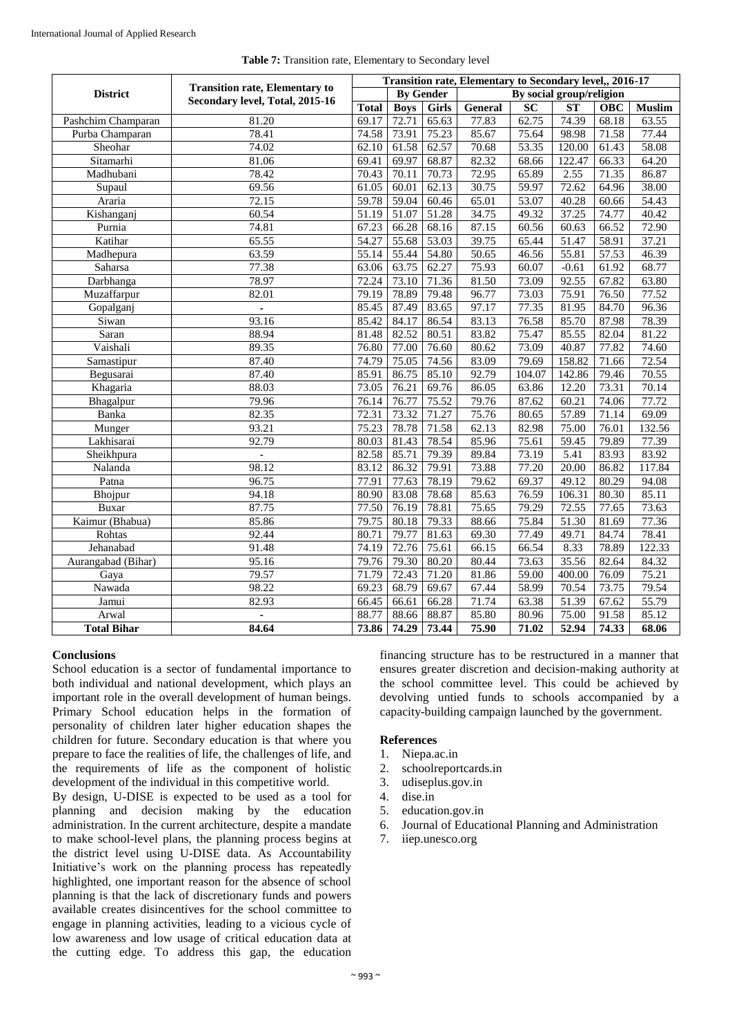**Table 7:** Transition rate, Elementary to Secondary level

| District | Transition rate, Elementary to Secondary level, Total, 2015-16 | Transition rate, Elementary to Secondary level,, 2016-17 | | | | | | | |
|---|---|---|---|---|---|---|---|---|---|
| | | | By Gender | | By social group/religion | | | | |
| | | Total | Boys | Girls | General | SC | ST | OBC | Muslim |
| Pashchim Champaran | 81.20 | 69.17 | 72.71 | 65.63 | 77.83 | 62.75 | 74.39 | 68.18 | 63.55 |
| Purba Champaran | 78.41 | 74.58 | 73.91 | 75.23 | 85.67 | 75.64 | 98.98 | 71.58 | 77.44 |
| Sheohar | 74.02 | 62.10 | 61.58 | 62.57 | 70.68 | 53.35 | 120.00 | 61.43 | 58.08 |
| Sitamarhi | 81.06 | 69.41 | 69.97 | 68.87 | 82.32 | 68.66 | 122.47 | 66.33 | 64.20 |
| Madhubani | 78.42 | 70.43 | 70.11 | 70.73 | 72.95 | 65.89 | 2.55 | 71.35 | 86.87 |
| Supaul | 69.56 | 61.05 | 60.01 | 62.13 | 30.75 | 59.97 | 72.62 | 64.96 | 38.00 |
| Araria | 72.15 | 59.78 | 59.04 | 60.46 | 65.01 | 53.07 | 40.28 | 60.66 | 54.43 |
| Kishanganj | 60.54 | 51.19 | 51.07 | 51.28 | 34.75 | 49.32 | 37.25 | 74.77 | 40.42 |
| Purnia | 74.81 | 67.23 | 66.28 | 68.16 | 87.15 | 60.56 | 60.63 | 66.52 | 72.90 |
| Katihar | 65.55 | 54.27 | 55.68 | 53.03 | 39.75 | 65.44 | 51.47 | 58.91 | 37.21 |
| Madhepura | 63.59 | 55.14 | 55.44 | 54.80 | 50.65 | 46.56 | 55.81 | 57.53 | 46.39 |
| Saharsa | 77.38 | 63.06 | 63.75 | 62.27 | 75.93 | 60.07 | -0.61 | 61.92 | 68.77 |
| Darbhanga | 78.97 | 72.24 | 73.10 | 71.36 | 81.50 | 73.09 | 92.55 | 67.82 | 63.80 |
| Muzaffarpur | 82.01 | 79.19 | 78.89 | 79.48 | 96.77 | 73.03 | 75.91 | 76.50 | 77.52 |
| Gopalganj | - | 85.45 | 87.49 | 83.65 | 97.17 | 77.35 | 81.95 | 84.70 | 96.36 |
| Siwan | 93.16 | 85.42 | 84.17 | 86.54 | 83.13 | 76.58 | 85.70 | 87.98 | 78.39 |
| Saran | 88.94 | 81.48 | 82.52 | 80.51 | 83.82 | 75.47 | 85.55 | 82.04 | 81.22 |
| Vaishali | 89.35 | 76.80 | 77.00 | 76.60 | 80.62 | 73.09 | 40.87 | 77.82 | 74.60 |
| Samastipur | 87.40 | 74.79 | 75.05 | 74.56 | 83.09 | 79.69 | 158.82 | 71.66 | 72.54 |
| Begusarai | 87.40 | 85.91 | 86.75 | 85.10 | 92.79 | 104.07 | 142.86 | 79.46 | 70.55 |
| Khagaria | 88.03 | 73.05 | 76.21 | 69.76 | 86.05 | 63.86 | 12.20 | 73.31 | 70.14 |
| Bhagalpur | 79.96 | 76.14 | 76.77 | 75.52 | 79.76 | 87.62 | 60.21 | 74.06 | 77.72 |
| Banka | 82.35 | 72.31 | 73.32 | 71.27 | 75.76 | 80.65 | 57.89 | 71.14 | 69.09 |
| Munger | 93.21 | 75.23 | 78.78 | 71.58 | 62.13 | 82.98 | 75.00 | 76.01 | 132.56 |
| Lakhisarai | 92.79 | 80.03 | 81.43 | 78.54 | 85.96 | 75.61 | 59.45 | 79.89 | 77.39 |
| Sheikhpura | - | 82.58 | 85.71 | 79.39 | 89.84 | 73.19 | 5.41 | 83.93 | 83.92 |
| Nalanda | 98.12 | 83.12 | 86.32 | 79.91 | 73.88 | 77.20 | 20.00 | 86.82 | 117.84 |
| Patna | 96.75 | 77.91 | 77.63 | 78.19 | 79.62 | 69.37 | 49.12 | 80.29 | 94.08 |
| Bhojpur | 94.18 | 80.90 | 83.08 | 78.68 | 85.63 | 76.59 | 106.31 | 80.30 | 85.11 |
| Buxar | 87.75 | 77.50 | 76.19 | 78.81 | 75.65 | 79.29 | 72.55 | 77.65 | 73.63 |
| Kaimur (Bhabua) | 85.86 | 79.75 | 80.18 | 79.33 | 88.66 | 75.84 | 51.30 | 81.69 | 77.36 |
| Rohtas | 92.44 | 80.71 | 79.77 | 81.63 | 69.30 | 77.49 | 49.71 | 84.74 | 78.41 |
| Jehanabad | 91.48 | 74.19 | 72.76 | 75.61 | 66.15 | 66.54 | 8.33 | 78.89 | 122.33 |
| Aurangabad (Bihar) | 95.16 | 79.76 | 79.30 | 80.20 | 80.44 | 73.63 | 35.56 | 82.64 | 84.32 |
| Gaya | 79.57 | 71.79 | 72.43 | 71.20 | 81.86 | 59.00 | 400.00 | 76.09 | 75.21 |
| Nawada | 98.22 | 69.23 | 68.79 | 69.67 | 67.44 | 58.99 | 70.54 | 73.75 | 79.54 |
| Jamui | 82.93 | 66.45 | 66.61 | 66.28 | 71.74 | 63.38 | 51.39 | 67.62 | 55.79 |
| Arwal | - | 88.77 | 88.66 | 88.87 | 85.80 | 80.96 | 75.00 | 91.58 | 85.12 |
| **Total Bihar** | **84.64** | **73.86** | **74.29** | **73.44** | **75.90** | **71.02** | **52.94** | **74.33** | **68.06** |

## Conclusions

School education is a sector of fundamental importance to both individual and national development, which plays an important role in the overall development of human beings. Primary School education helps in the formation of personality of children later higher education shapes the children for future. Secondary education is that where you prepare to face the realities of life, the challenges of life, and the requirements of life as the component of holistic development of the individual in this competitive world.

By design, U-DISE is expected to be used as a tool for planning and decision making by the education administration. In the current architecture, despite a mandate to make school-level plans, the planning process begins at the district level using U-DISE data. As Accountability Initiative's work on the planning process has repeatedly highlighted, one important reason for the absence of school planning is that the lack of discretionary funds and powers available creates disincentives for the school committee to engage in planning activities, leading to a vicious cycle of low awareness and low usage of critical education data at the cutting edge. To address this gap, the education financing structure has to be restructured in a manner that ensures greater discretion and decision-making authority at the school committee level. This could be achieved by devolving untied funds to schools accompanied by a capacity-building campaign launched by the government.

## References

1. Niepa.ac.in
2. schoolreportcards.in
3. udiseplus.gov.in
4. dise.in
5. education.gov.in
6. Journal of Educational Planning and Administration
7. iiep.unesco.org